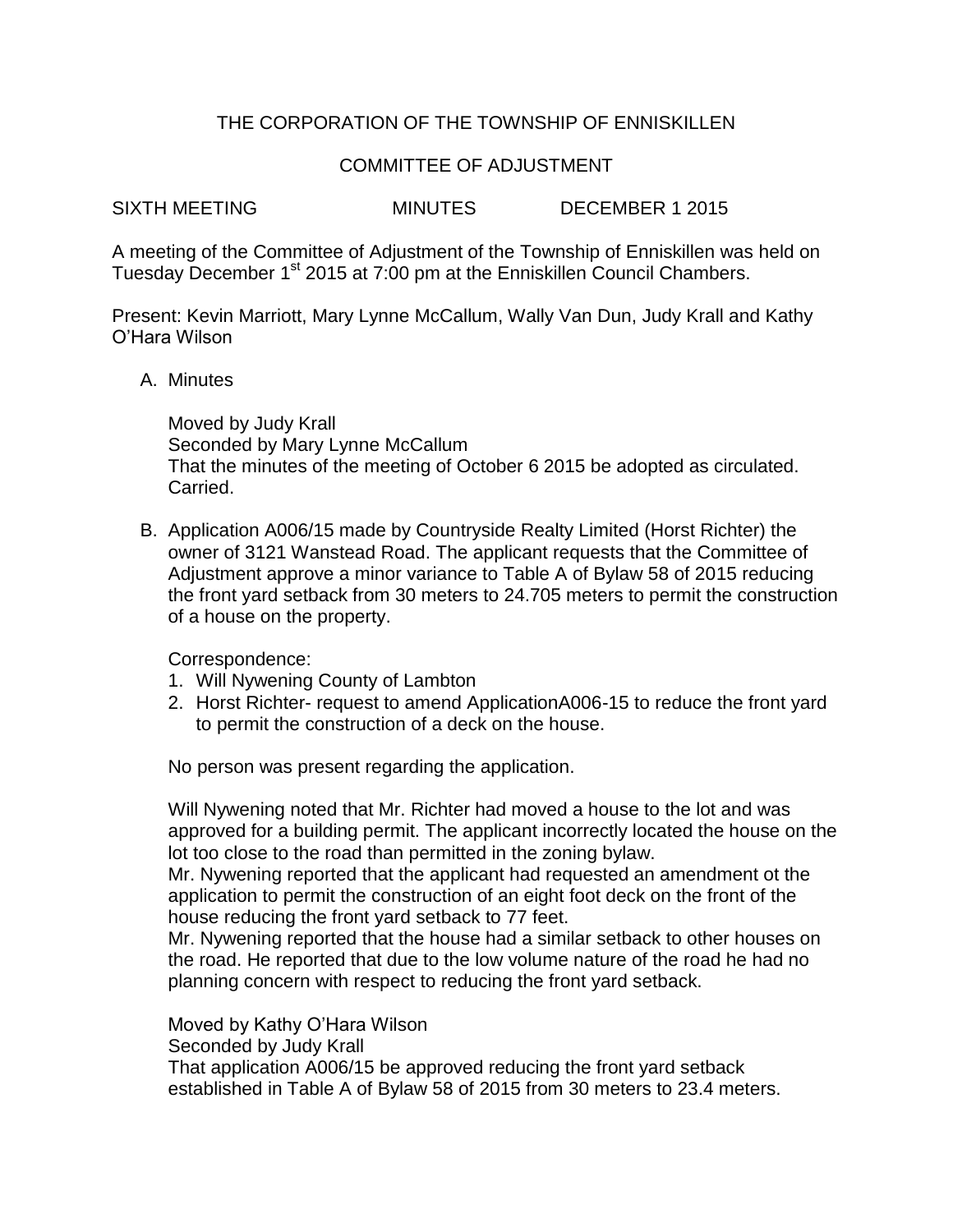THE CORPORATION OF THE TOWNSHIP OF ENNISKILLEN

COMMITTEE OF ADJUSTMENT

SIXTH MEETING MINUTES DECEMBER 1 2015

A meeting of the Committee of Adjustment of the Township of Enniskillen was held on Tuesday December 1st 2015 at 7:00 pm at the Enniskillen Council Chambers.

Present: Kevin Marriott, Mary Lynne McCallum, Wally Van Dun, Judy Krall and Kathy O'Hara Wilson

A. Minutes

   Moved by Judy Krall
   Seconded by Mary Lynne McCallum
   That the minutes of the meeting of October 6 2015 be adopted as circulated.
   Carried.

B. Application A006/15 made by Countryside Realty Limited (Horst Richter) the owner of 3121 Wanstead Road. The applicant requests that the Committee of Adjustment approve a minor variance to Table A of Bylaw 58 of 2015 reducing the front yard setback from 30 meters to 24.705 meters to permit the construction of a house on the property.

   Correspondence:
   1. Will Nywening County of Lambton
   2. Horst Richter- request to amend ApplicationA006-15 to reduce the front yard to permit the construction of a deck on the house.

   No person was present regarding the application.

   Will Nywening noted that Mr. Richter had moved a house to the lot and was approved for a building permit. The applicant incorrectly located the house on the lot too close to the road than permitted in the zoning bylaw.
   Mr. Nywening reported that the applicant had requested an amendment ot the application to permit the construction of an eight foot deck on the front of the house reducing the front yard setback to 77 feet.
   Mr. Nywening reported that the house had a similar setback to other houses on the road. He reported that due to the low volume nature of the road he had no planning concern with respect to reducing the front yard setback.

   Moved by Kathy O'Hara Wilson
   Seconded by Judy Krall
   That application A006/15 be approved reducing the front yard setback established in Table A of Bylaw 58 of 2015 from 30 meters to 23.4 meters.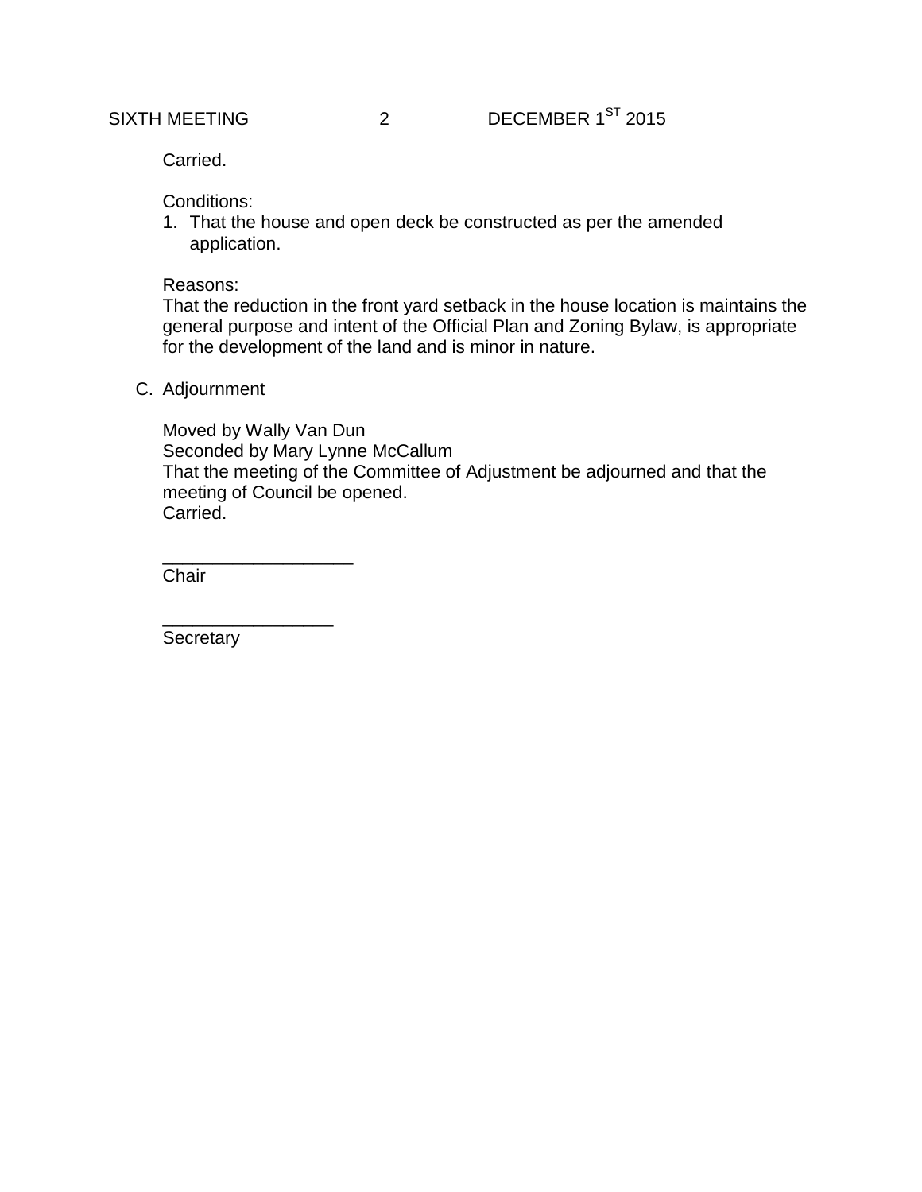Carried.

Conditions:

1. That the house and open deck be constructed as per the amended application.

Reasons:
That the reduction in the front yard setback in the house location is maintains the general purpose and intent of the Official Plan and Zoning Bylaw, is appropriate for the development of the land and is minor in nature.

C. Adjournment

Moved by Wally Van Dun
Seconded by Mary Lynne McCallum
That the meeting of the Committee of Adjustment be adjourned and that the meeting of Council be opened.
Carried.

___________________
Chair

_________________
Secretary